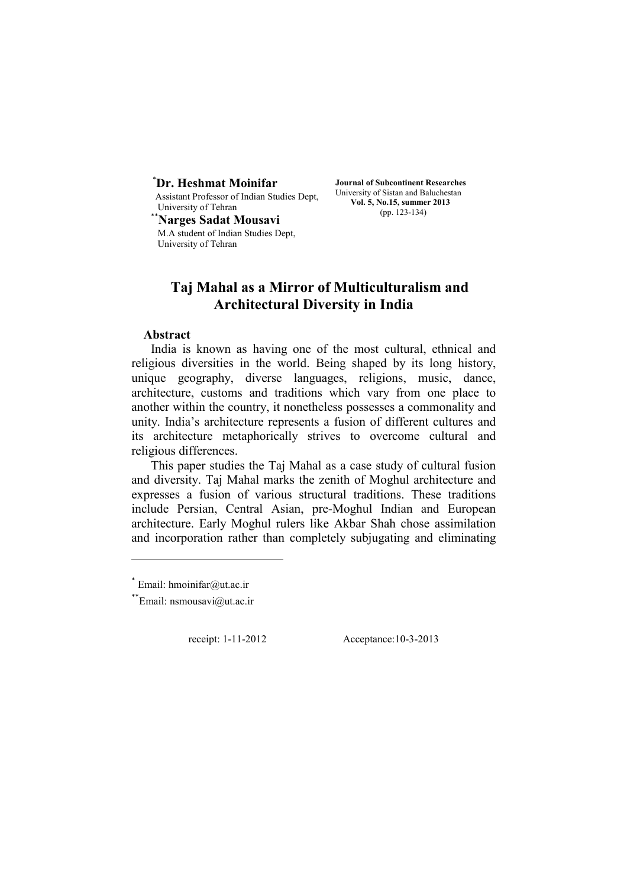[*]**Dr. Heshmat Moinifar**
Assistant Professor of Indian Studies Dept, University of Tehran

[**]**Narges Sadat Mousavi**
M.A student of Indian Studies Dept, University of Tehran

**Journal of Subcontinent Researches**
University of Sistan and Baluchestan
**Vol. 5, No.15, summer 2013**
(pp. 123-134)

# Taj Mahal as a Mirror of Multiculturalism and Architectural Diversity in India

## Abstract

India is known as having one of the most cultural, ethnical and religious diversities in the world. Being shaped by its long history, unique geography, diverse languages, religions, music, dance, architecture, customs and traditions which vary from one place to another within the country, it nonetheless possesses a commonality and unity. India's architecture represents a fusion of different cultures and its architecture metaphorically strives to overcome cultural and religious differences.

This paper studies the Taj Mahal as a case study of cultural fusion and diversity. Taj Mahal marks the zenith of Moghul architecture and expresses a fusion of various structural traditions. These traditions include Persian, Central Asian, pre-Moghul Indian and European architecture. Early Moghul rulers like Akbar Shah chose assimilation and incorporation rather than completely subjugating and eliminating

---

[*] Email: hmoinifar@ut.ac.ir

[**] Email: nsmousavi@ut.ac.ir

receipt: 1-11-2012 Acceptance:10-3-2013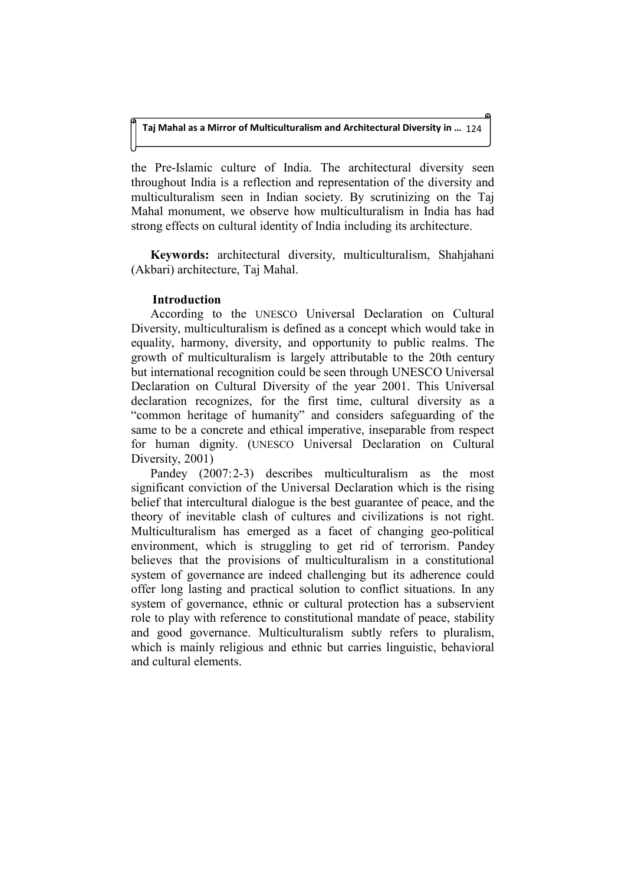the Pre-Islamic culture of India. The architectural diversity seen throughout India is a reflection and representation of the diversity and multiculturalism seen in Indian society. By scrutinizing on the Taj Mahal monument, we observe how multiculturalism in India has had strong effects on cultural identity of India including its architecture.

**Keywords:** architectural diversity, multiculturalism, Shahjahani (Akbari) architecture, Taj Mahal.

## Introduction

According to the UNESCO Universal Declaration on Cultural Diversity, multiculturalism is defined as a concept which would take in equality, harmony, diversity, and opportunity to public realms. The growth of multiculturalism is largely attributable to the 20th century but international recognition could be seen through UNESCO Universal Declaration on Cultural Diversity of the year 2001. This Universal declaration recognizes, for the first time, cultural diversity as a "common heritage of humanity" and considers safeguarding of the same to be a concrete and ethical imperative, inseparable from respect for human dignity. (UNESCO Universal Declaration on Cultural Diversity, 2001)

Pandey (2007:2-3) describes multiculturalism as the most significant conviction of the Universal Declaration which is the rising belief that intercultural dialogue is the best guarantee of peace, and the theory of inevitable clash of cultures and civilizations is not right. Multiculturalism has emerged as a facet of changing geo-political environment, which is struggling to get rid of terrorism. Pandey believes that the provisions of multiculturalism in a constitutional system of governance are indeed challenging but its adherence could offer long lasting and practical solution to conflict situations. In any system of governance, ethnic or cultural protection has a subservient role to play with reference to constitutional mandate of peace, stability and good governance. Multiculturalism subtly refers to pluralism, which is mainly religious and ethnic but carries linguistic, behavioral and cultural elements.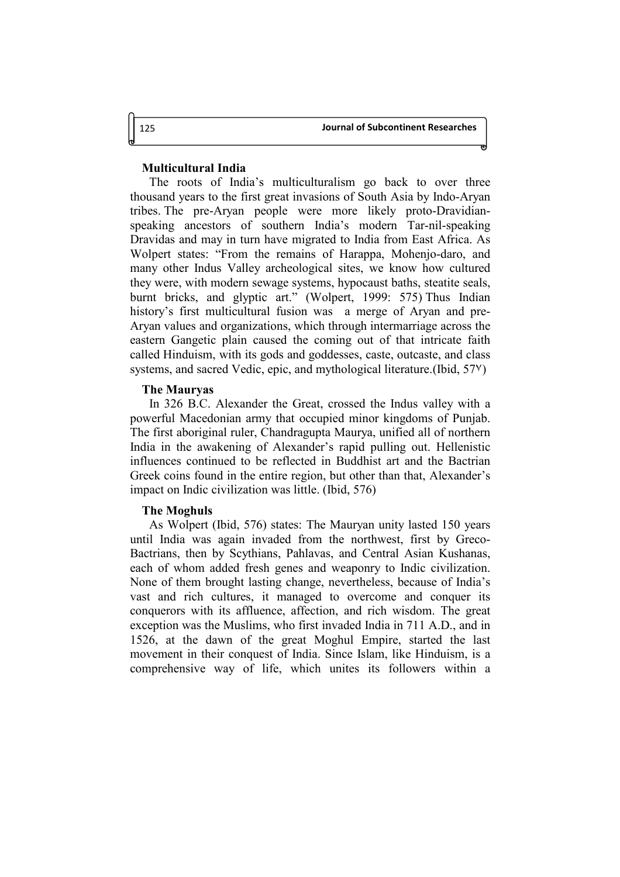## Multicultural India

The roots of India's multiculturalism go back to over three thousand years to the first great invasions of South Asia by Indo-Aryan tribes. The pre-Aryan people were more likely proto-Dravidian-speaking ancestors of southern India's modern Tar-nil-speaking Dravidas and may in turn have migrated to India from East Africa. As Wolpert states: "From the remains of Harappa, Mohenjo-daro, and many other Indus Valley archeological sites, we know how cultured they were, with modern sewage systems, hypocaust baths, steatite seals, burnt bricks, and glyptic art." (Wolpert, 1999: 575) Thus Indian history's first multicultural fusion was a merge of Aryan and pre-Aryan values and organizations, which through intermarriage across the eastern Gangetic plain caused the coming out of that intricate faith called Hinduism, with its gods and goddesses, caste, outcaste, and class systems, and sacred Vedic, epic, and mythological literature.(Ibid, 57٧)

## The Mauryas

In 326 B.C. Alexander the Great, crossed the Indus valley with a powerful Macedonian army that occupied minor kingdoms of Punjab. The first aboriginal ruler, Chandragupta Maurya, unified all of northern India in the awakening of Alexander's rapid pulling out. Hellenistic influences continued to be reflected in Buddhist art and the Bactrian Greek coins found in the entire region, but other than that, Alexander's impact on Indic civilization was little. (Ibid, 576)

## The Moghuls

As Wolpert (Ibid, 576) states: The Mauryan unity lasted 150 years until India was again invaded from the northwest, first by Greco-Bactrians, then by Scythians, Pahlavas, and Central Asian Kushanas, each of whom added fresh genes and weaponry to Indic civilization. None of them brought lasting change, nevertheless, because of India's vast and rich cultures, it managed to overcome and conquer its conquerors with its affluence, affection, and rich wisdom. The great exception was the Muslims, who first invaded India in 711 A.D., and in 1526, at the dawn of the great Moghul Empire, started the last movement in their conquest of India. Since Islam, like Hinduism, is a comprehensive way of life, which unites its followers within a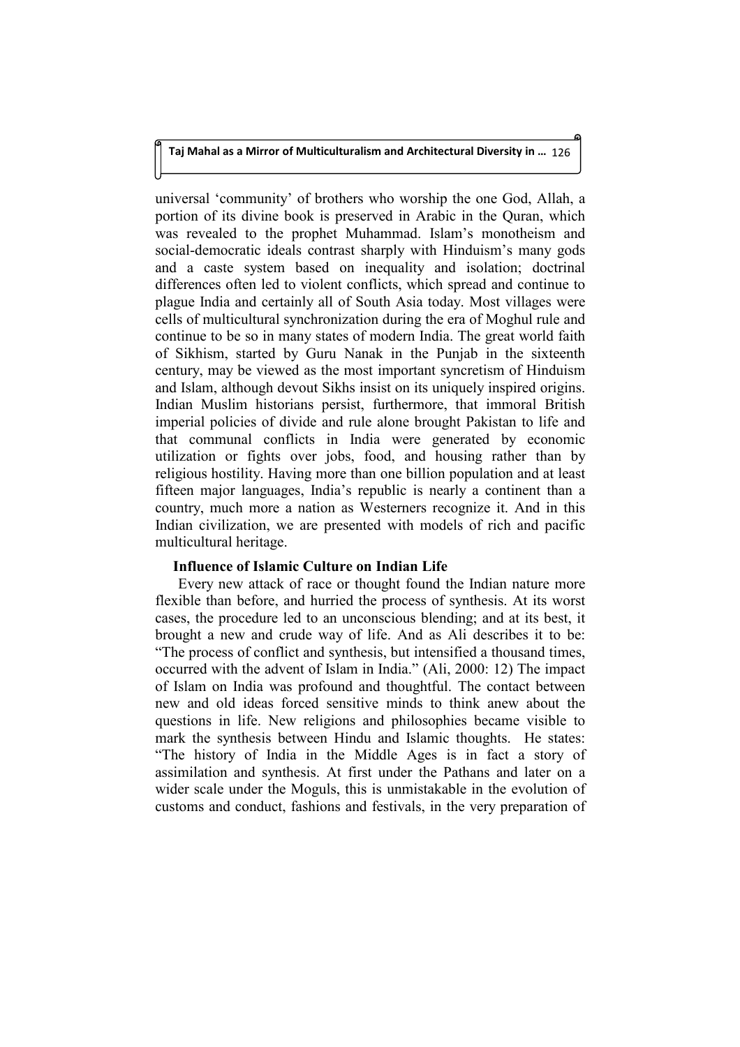universal 'community' of brothers who worship the one God, Allah, a portion of its divine book is preserved in Arabic in the Quran, which was revealed to the prophet Muhammad. Islam's monotheism and social-democratic ideals contrast sharply with Hinduism's many gods and a caste system based on inequality and isolation; doctrinal differences often led to violent conflicts, which spread and continue to plague India and certainly all of South Asia today. Most villages were cells of multicultural synchronization during the era of Moghul rule and continue to be so in many states of modern India. The great world faith of Sikhism, started by Guru Nanak in the Punjab in the sixteenth century, may be viewed as the most important syncretism of Hinduism and Islam, although devout Sikhs insist on its uniquely inspired origins. Indian Muslim historians persist, furthermore, that immoral British imperial policies of divide and rule alone brought Pakistan to life and that communal conflicts in India were generated by economic utilization or fights over jobs, food, and housing rather than by religious hostility. Having more than one billion population and at least fifteen major languages, India's republic is nearly a continent than a country, much more a nation as Westerners recognize it. And in this Indian civilization, we are presented with models of rich and pacific multicultural heritage.

## Influence of Islamic Culture on Indian Life

Every new attack of race or thought found the Indian nature more flexible than before, and hurried the process of synthesis. At its worst cases, the procedure led to an unconscious blending; and at its best, it brought a new and crude way of life. And as Ali describes it to be: "The process of conflict and synthesis, but intensified a thousand times, occurred with the advent of Islam in India." (Ali, 2000: 12) The impact of Islam on India was profound and thoughtful. The contact between new and old ideas forced sensitive minds to think anew about the questions in life. New religions and philosophies became visible to mark the synthesis between Hindu and Islamic thoughts. He states: "The history of India in the Middle Ages is in fact a story of assimilation and synthesis. At first under the Pathans and later on a wider scale under the Moguls, this is unmistakable in the evolution of customs and conduct, fashions and festivals, in the very preparation of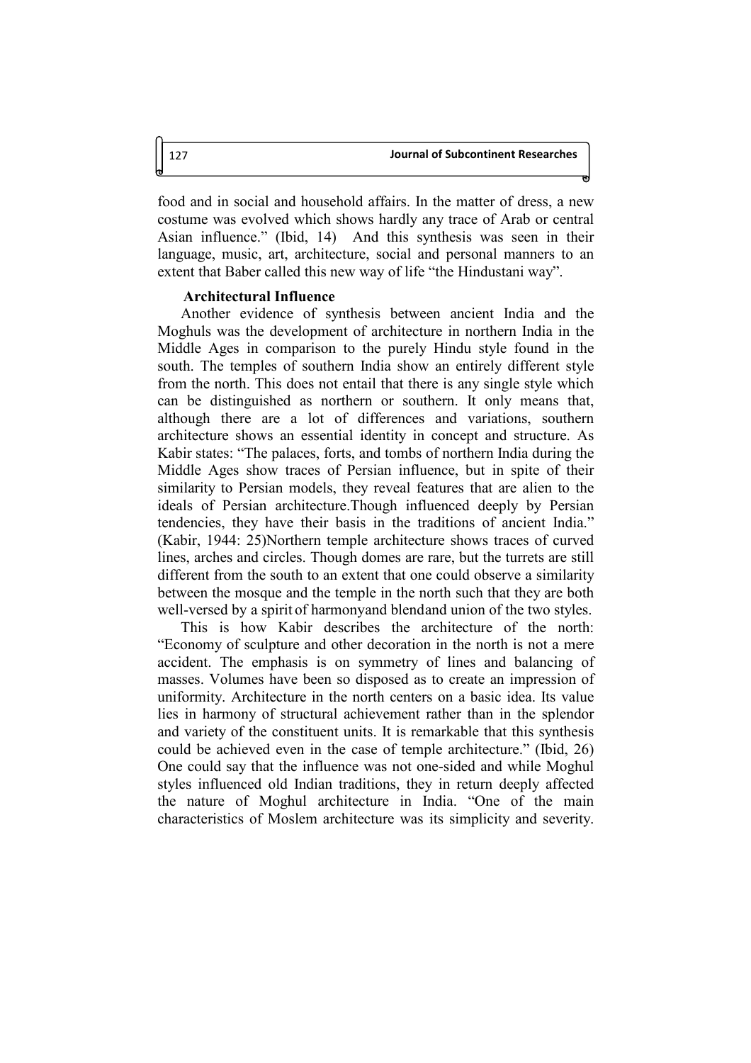food and in social and household affairs. In the matter of dress, a new costume was evolved which shows hardly any trace of Arab or central Asian influence." (Ibid, 14) And this synthesis was seen in their language, music, art, architecture, social and personal manners to an extent that Baber called this new way of life "the Hindustani way".

**Architectural Influence**

Another evidence of synthesis between ancient India and the Moghuls was the development of architecture in northern India in the Middle Ages in comparison to the purely Hindu style found in the south. The temples of southern India show an entirely different style from the north. This does not entail that there is any single style which can be distinguished as northern or southern. It only means that, although there are a lot of differences and variations, southern architecture shows an essential identity in concept and structure. As Kabir states: "The palaces, forts, and tombs of northern India during the Middle Ages show traces of Persian influence, but in spite of their similarity to Persian models, they reveal features that are alien to the ideals of Persian architecture.Though influenced deeply by Persian tendencies, they have their basis in the traditions of ancient India." (Kabir, 1944: 25)Northern temple architecture shows traces of curved lines, arches and circles. Though domes are rare, but the turrets are still different from the south to an extent that one could observe a similarity between the mosque and the temple in the north such that they are both well-versed by a spirit of harmonyand blendand union of the two styles.

This is how Kabir describes the architecture of the north: "Economy of sculpture and other decoration in the north is not a mere accident. The emphasis is on symmetry of lines and balancing of masses. Volumes have been so disposed as to create an impression of uniformity. Architecture in the north centers on a basic idea. Its value lies in harmony of structural achievement rather than in the splendor and variety of the constituent units. It is remarkable that this synthesis could be achieved even in the case of temple architecture." (Ibid, 26) One could say that the influence was not one-sided and while Moghul styles influenced old Indian traditions, they in return deeply affected the nature of Moghul architecture in India. "One of the main characteristics of Moslem architecture was its simplicity and severity.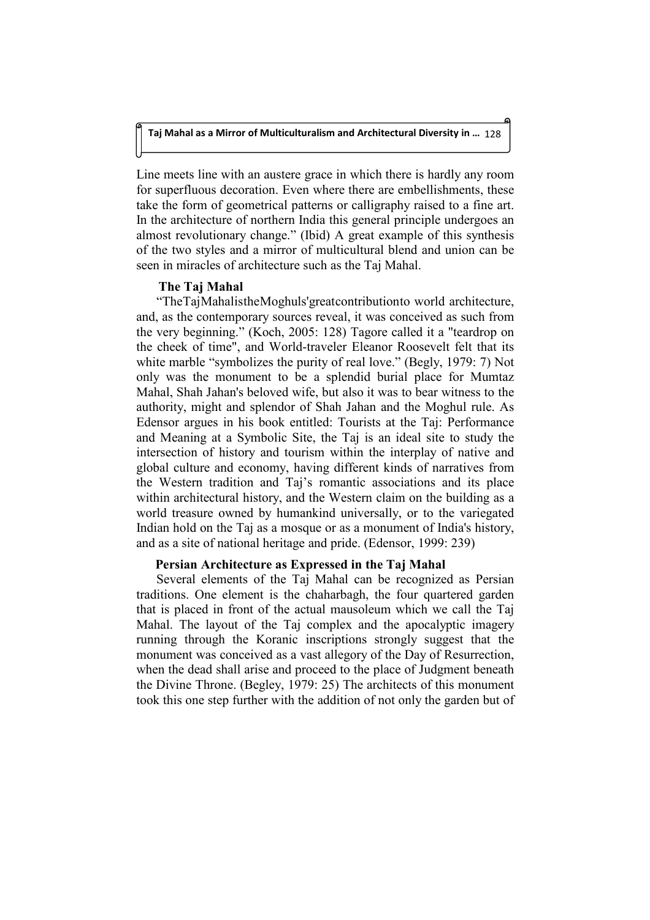Line meets line with an austere grace in which there is hardly any room for superfluous decoration. Even where there are embellishments, these take the form of geometrical patterns or calligraphy raised to a fine art. In the architecture of northern India this general principle undergoes an almost revolutionary change." (Ibid) A great example of this synthesis of the two styles and a mirror of multicultural blend and union can be seen in miracles of architecture such as the Taj Mahal.

### The Taj Mahal

"TheTajMahalistheMoghuls'greatcontributionto world architecture, and, as the contemporary sources reveal, it was conceived as such from the very beginning." (Koch, 2005: 128) Tagore called it a "teardrop on the cheek of time", and World-traveler Eleanor Roosevelt felt that its white marble "symbolizes the purity of real love." (Begly, 1979: 7) Not only was the monument to be a splendid burial place for Mumtaz Mahal, Shah Jahan's beloved wife, but also it was to bear witness to the authority, might and splendor of Shah Jahan and the Moghul rule. As Edensor argues in his book entitled: Tourists at the Taj: Performance and Meaning at a Symbolic Site, the Taj is an ideal site to study the intersection of history and tourism within the interplay of native and global culture and economy, having different kinds of narratives from the Western tradition and Taj's romantic associations and its place within architectural history, and the Western claim on the building as a world treasure owned by humankind universally, or to the variegated Indian hold on the Taj as a mosque or as a monument of India's history, and as a site of national heritage and pride. (Edensor, 1999: 239)

### Persian Architecture as Expressed in the Taj Mahal

Several elements of the Taj Mahal can be recognized as Persian traditions. One element is the chaharbagh, the four quartered garden that is placed in front of the actual mausoleum which we call the Taj Mahal. The layout of the Taj complex and the apocalyptic imagery running through the Koranic inscriptions strongly suggest that the monument was conceived as a vast allegory of the Day of Resurrection, when the dead shall arise and proceed to the place of Judgment beneath the Divine Throne. (Begley, 1979: 25) The architects of this monument took this one step further with the addition of not only the garden but of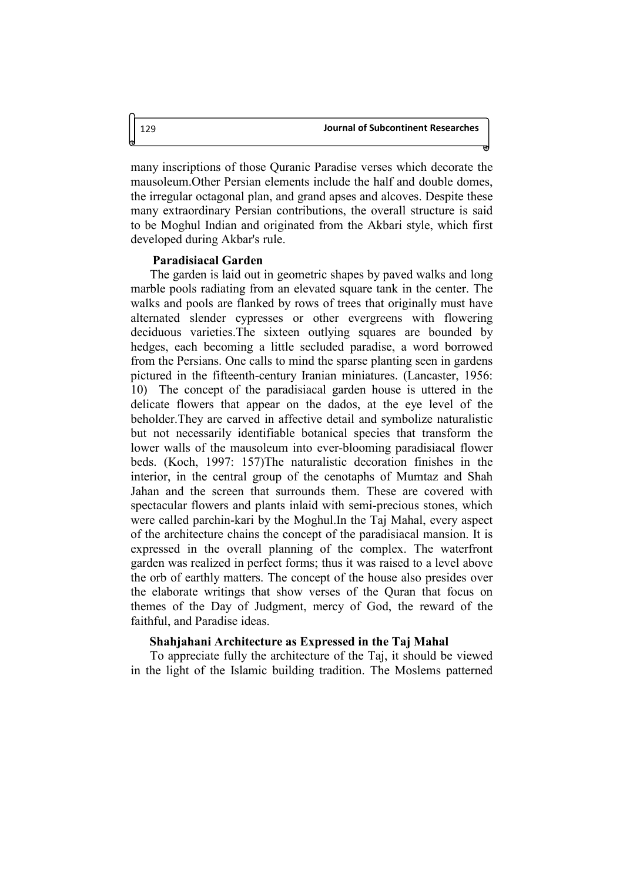many inscriptions of those Quranic Paradise verses which decorate the mausoleum.Other Persian elements include the half and double domes, the irregular octagonal plan, and grand apses and alcoves. Despite these many extraordinary Persian contributions, the overall structure is said to be Moghul Indian and originated from the Akbari style, which first developed during Akbar's rule.

### Paradisiacal Garden

The garden is laid out in geometric shapes by paved walks and long marble pools radiating from an elevated square tank in the center. The walks and pools are flanked by rows of trees that originally must have alternated slender cypresses or other evergreens with flowering deciduous varieties.The sixteen outlying squares are bounded by hedges, each becoming a little secluded paradise, a word borrowed from the Persians. One calls to mind the sparse planting seen in gardens pictured in the fifteenth-century Iranian miniatures. (Lancaster, 1956: 10) The concept of the paradisiacal garden house is uttered in the delicate flowers that appear on the dados, at the eye level of the beholder.They are carved in affective detail and symbolize naturalistic but not necessarily identifiable botanical species that transform the lower walls of the mausoleum into ever-blooming paradisiacal flower beds. (Koch, 1997: 157)The naturalistic decoration finishes in the interior, in the central group of the cenotaphs of Mumtaz and Shah Jahan and the screen that surrounds them. These are covered with spectacular flowers and plants inlaid with semi-precious stones, which were called parchin-kari by the Moghul.In the Taj Mahal, every aspect of the architecture chains the concept of the paradisiacal mansion. It is expressed in the overall planning of the complex. The waterfront garden was realized in perfect forms; thus it was raised to a level above the orb of earthly matters. The concept of the house also presides over the elaborate writings that show verses of the Quran that focus on themes of the Day of Judgment, mercy of God, the reward of the faithful, and Paradise ideas.

### Shahjahani Architecture as Expressed in the Taj Mahal

To appreciate fully the architecture of the Taj, it should be viewed in the light of the Islamic building tradition. The Moslems patterned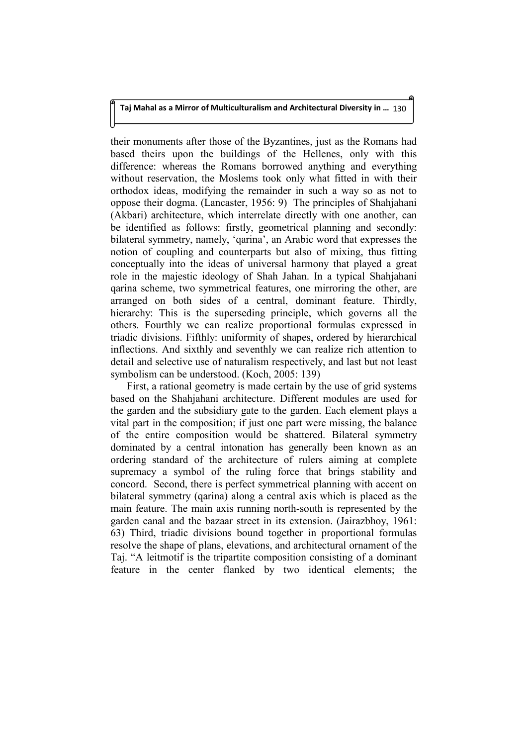their monuments after those of the Byzantines, just as the Romans had based theirs upon the buildings of the Hellenes, only with this difference: whereas the Romans borrowed anything and everything without reservation, the Moslems took only what fitted in with their orthodox ideas, modifying the remainder in such a way so as not to oppose their dogma. (Lancaster, 1956: 9) The principles of Shahjahani (Akbari) architecture, which interrelate directly with one another, can be identified as follows: firstly, geometrical planning and secondly: bilateral symmetry, namely, 'qarina', an Arabic word that expresses the notion of coupling and counterparts but also of mixing, thus fitting conceptually into the ideas of universal harmony that played a great role in the majestic ideology of Shah Jahan. In a typical Shahjahani qarina scheme, two symmetrical features, one mirroring the other, are arranged on both sides of a central, dominant feature. Thirdly, hierarchy: This is the superseding principle, which governs all the others. Fourthly we can realize proportional formulas expressed in triadic divisions. Fifthly: uniformity of shapes, ordered by hierarchical inflections. And sixthly and seventhly we can realize rich attention to detail and selective use of naturalism respectively, and last but not least symbolism can be understood. (Koch, 2005: 139)

First, a rational geometry is made certain by the use of grid systems based on the Shahjahani architecture. Different modules are used for the garden and the subsidiary gate to the garden. Each element plays a vital part in the composition; if just one part were missing, the balance of the entire composition would be shattered. Bilateral symmetry dominated by a central intonation has generally been known as an ordering standard of the architecture of rulers aiming at complete supremacy a symbol of the ruling force that brings stability and concord. Second, there is perfect symmetrical planning with accent on bilateral symmetry (qarina) along a central axis which is placed as the main feature. The main axis running north-south is represented by the garden canal and the bazaar street in its extension. (Jairazbhoy, 1961: 63) Third, triadic divisions bound together in proportional formulas resolve the shape of plans, elevations, and architectural ornament of the Taj. "A leitmotif is the tripartite composition consisting of a dominant feature in the center flanked by two identical elements; the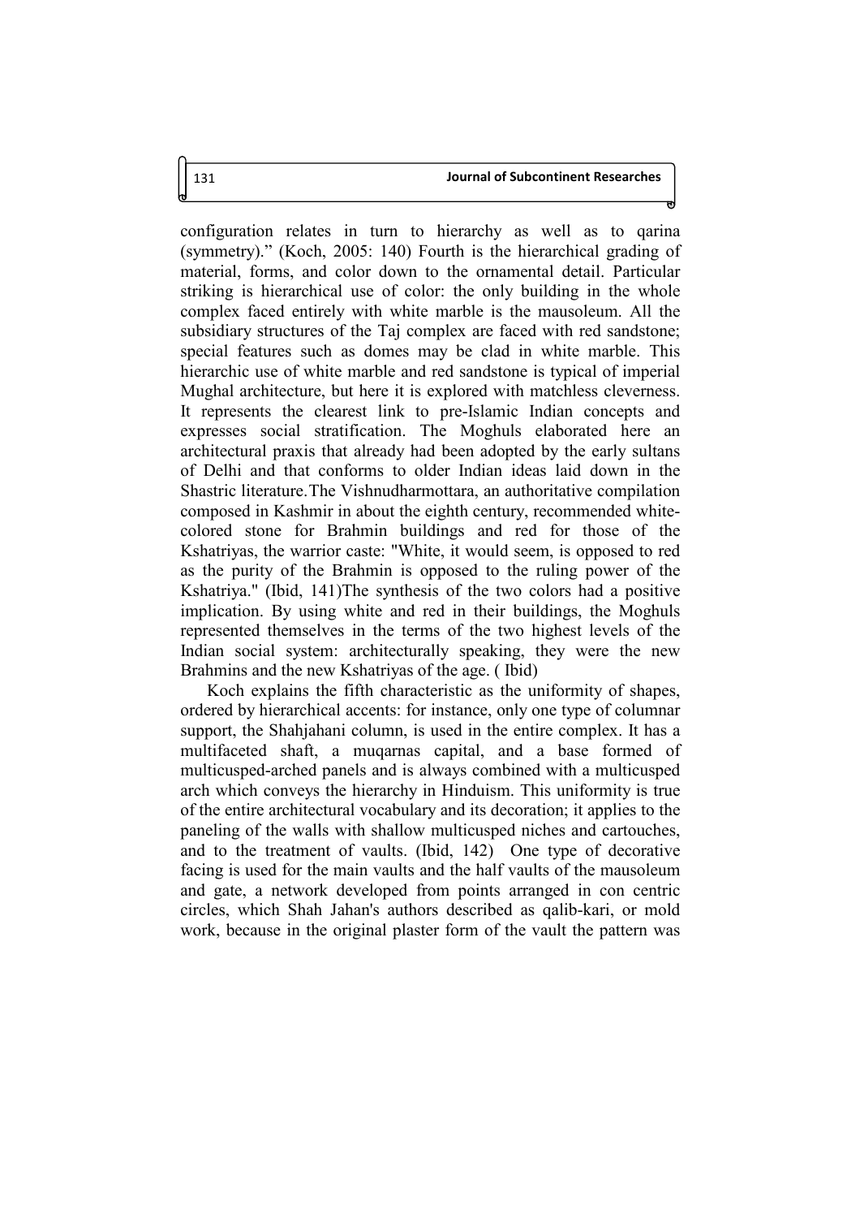configuration relates in turn to hierarchy as well as to qarina (symmetry)." (Koch, 2005: 140) Fourth is the hierarchical grading of material, forms, and color down to the ornamental detail. Particular striking is hierarchical use of color: the only building in the whole complex faced entirely with white marble is the mausoleum. All the subsidiary structures of the Taj complex are faced with red sandstone; special features such as domes may be clad in white marble. This hierarchic use of white marble and red sandstone is typical of imperial Mughal architecture, but here it is explored with matchless cleverness. It represents the clearest link to pre-Islamic Indian concepts and expresses social stratification. The Moghuls elaborated here an architectural praxis that already had been adopted by the early sultans of Delhi and that conforms to older Indian ideas laid down in the Shastric literature.The Vishnudharmottara, an authoritative compilation composed in Kashmir in about the eighth century, recommended white-colored stone for Brahmin buildings and red for those of the Kshatriyas, the warrior caste: "White, it would seem, is opposed to red as the purity of the Brahmin is opposed to the ruling power of the Kshatriya." (Ibid, 141)The synthesis of the two colors had a positive implication. By using white and red in their buildings, the Moghuls represented themselves in the terms of the two highest levels of the Indian social system: architecturally speaking, they were the new Brahmins and the new Kshatriyas of the age. ( Ibid)

Koch explains the fifth characteristic as the uniformity of shapes, ordered by hierarchical accents: for instance, only one type of columnar support, the Shahjahani column, is used in the entire complex. It has a multifaceted shaft, a muqarnas capital, and a base formed of multicusped-arched panels and is always combined with a multicusped arch which conveys the hierarchy in Hinduism. This uniformity is true of the entire architectural vocabulary and its decoration; it applies to the paneling of the walls with shallow multicusped niches and cartouches, and to the treatment of vaults. (Ibid, 142) One type of decorative facing is used for the main vaults and the half vaults of the mausoleum and gate, a network developed from points arranged in con centric circles, which Shah Jahan's authors described as qalib-kari, or mold work, because in the original plaster form of the vault the pattern was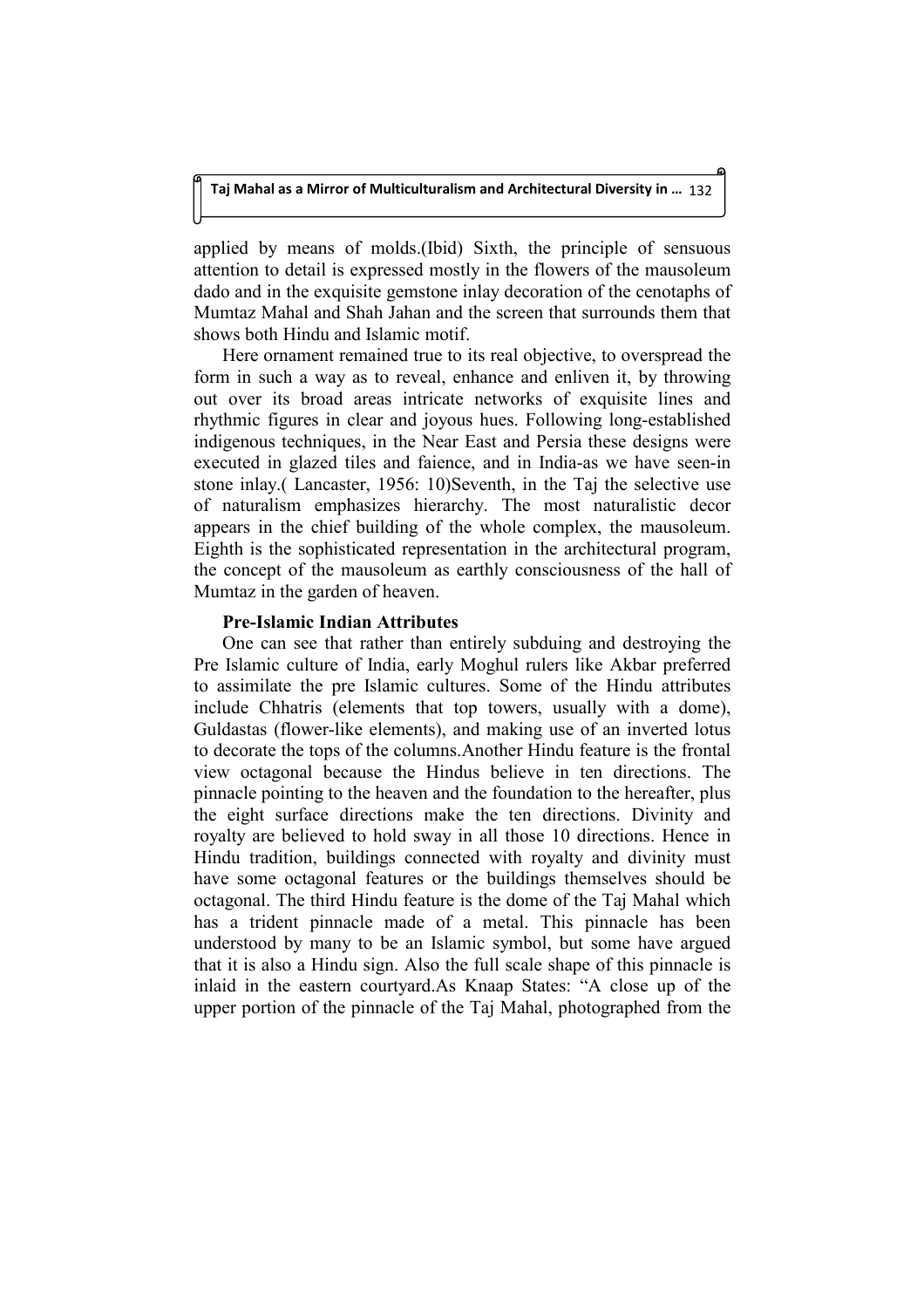applied by means of molds.(Ibid) Sixth, the principle of sensuous attention to detail is expressed mostly in the flowers of the mausoleum dado and in the exquisite gemstone inlay decoration of the cenotaphs of Mumtaz Mahal and Shah Jahan and the screen that surrounds them that shows both Hindu and Islamic motif.

Here ornament remained true to its real objective, to overspread the form in such a way as to reveal, enhance and enliven it, by throwing out over its broad areas intricate networks of exquisite lines and rhythmic figures in clear and joyous hues. Following long-established indigenous techniques, in the Near East and Persia these designs were executed in glazed tiles and faience, and in India-as we have seen-in stone inlay.( Lancaster, 1956: 10)Seventh, in the Taj the selective use of naturalism emphasizes hierarchy. The most naturalistic decor appears in the chief building of the whole complex, the mausoleum. Eighth is the sophisticated representation in the architectural program, the concept of the mausoleum as earthly consciousness of the hall of Mumtaz in the garden of heaven.

**Pre-Islamic Indian Attributes**

One can see that rather than entirely subduing and destroying the Pre Islamic culture of India, early Moghul rulers like Akbar preferred to assimilate the pre Islamic cultures. Some of the Hindu attributes include Chhatris (elements that top towers, usually with a dome), Guldastas (flower-like elements), and making use of an inverted lotus to decorate the tops of the columns.Another Hindu feature is the frontal view octagonal because the Hindus believe in ten directions. The pinnacle pointing to the heaven and the foundation to the hereafter, plus the eight surface directions make the ten directions. Divinity and royalty are believed to hold sway in all those 10 directions. Hence in Hindu tradition, buildings connected with royalty and divinity must have some octagonal features or the buildings themselves should be octagonal. The third Hindu feature is the dome of the Taj Mahal which has a trident pinnacle made of a metal. This pinnacle has been understood by many to be an Islamic symbol, but some have argued that it is also a Hindu sign. Also the full scale shape of this pinnacle is inlaid in the eastern courtyard.As Knaap States: "A close up of the upper portion of the pinnacle of the Taj Mahal, photographed from the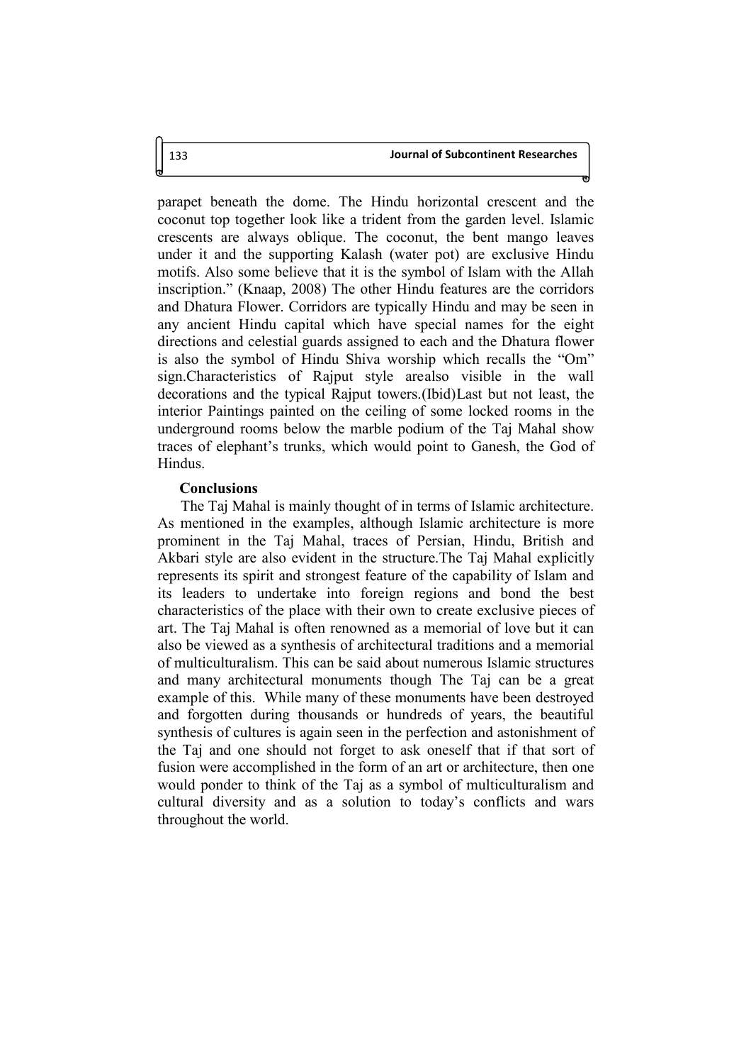parapet beneath the dome. The Hindu horizontal crescent and the coconut top together look like a trident from the garden level. Islamic crescents are always oblique. The coconut, the bent mango leaves under it and the supporting Kalash (water pot) are exclusive Hindu motifs. Also some believe that it is the symbol of Islam with the Allah inscription." (Knaap, 2008) The other Hindu features are the corridors and Dhatura Flower. Corridors are typically Hindu and may be seen in any ancient Hindu capital which have special names for the eight directions and celestial guards assigned to each and the Dhatura flower is also the symbol of Hindu Shiva worship which recalls the "Om" sign.Characteristics of Rajput style arealso visible in the wall decorations and the typical Rajput towers.(Ibid)Last but not least, the interior Paintings painted on the ceiling of some locked rooms in the underground rooms below the marble podium of the Taj Mahal show traces of elephant's trunks, which would point to Ganesh, the God of Hindus.

### Conclusions

The Taj Mahal is mainly thought of in terms of Islamic architecture. As mentioned in the examples, although Islamic architecture is more prominent in the Taj Mahal, traces of Persian, Hindu, British and Akbari style are also evident in the structure.The Taj Mahal explicitly represents its spirit and strongest feature of the capability of Islam and its leaders to undertake into foreign regions and bond the best characteristics of the place with their own to create exclusive pieces of art. The Taj Mahal is often renowned as a memorial of love but it can also be viewed as a synthesis of architectural traditions and a memorial of multiculturalism. This can be said about numerous Islamic structures and many architectural monuments though The Taj can be a great example of this. While many of these monuments have been destroyed and forgotten during thousands or hundreds of years, the beautiful synthesis of cultures is again seen in the perfection and astonishment of the Taj and one should not forget to ask oneself that if that sort of fusion were accomplished in the form of an art or architecture, then one would ponder to think of the Taj as a symbol of multiculturalism and cultural diversity and as a solution to today's conflicts and wars throughout the world.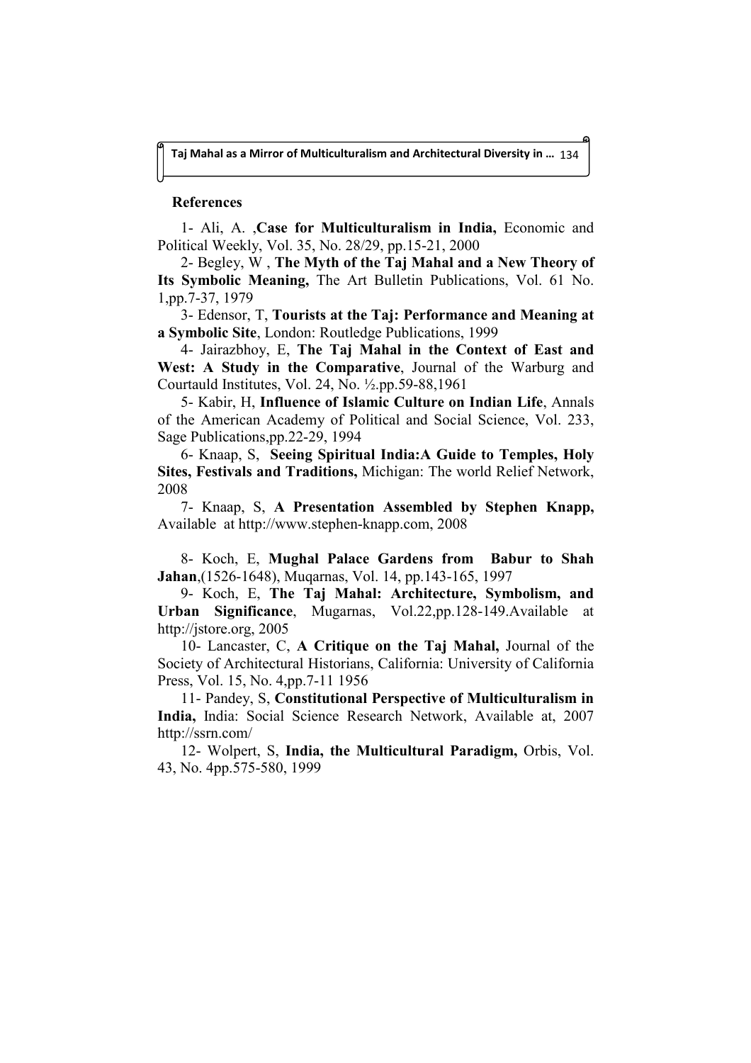## References

1- Ali, A. ,**Case for Multiculturalism in India,** Economic and Political Weekly, Vol. 35, No. 28/29, pp.15-21, 2000

2- Begley, W , **The Myth of the Taj Mahal and a New Theory of Its Symbolic Meaning,** The Art Bulletin Publications, Vol. 61 No. 1,pp.7-37, 1979

3- Edensor, T, **Tourists at the Taj: Performance and Meaning at a Symbolic Site**, London: Routledge Publications, 1999

4- Jairazbhoy, E, **The Taj Mahal in the Context of East and West: A Study in the Comparative**, Journal of the Warburg and Courtauld Institutes, Vol. 24, No. ½.pp.59-88,1961

5- Kabir, H, **Influence of Islamic Culture on Indian Life**, Annals of the American Academy of Political and Social Science, Vol. 233, Sage Publications,pp.22-29, 1994

6- Knaap, S, **Seeing Spiritual India:A Guide to Temples, Holy Sites, Festivals and Traditions,** Michigan: The world Relief Network, 2008

7- Knaap, S, **A Presentation Assembled by Stephen Knapp,** Available at http://www.stephen-knapp.com, 2008

8- Koch, E, **Mughal Palace Gardens from Babur to Shah Jahan**,(1526-1648), Muqarnas, Vol. 14, pp.143-165, 1997

9- Koch, E, **The Taj Mahal: Architecture, Symbolism, and Urban Significance**, Mugarnas, Vol.22,pp.128-149.Available at http://jstore.org, 2005

10- Lancaster, C, **A Critique on the Taj Mahal,** Journal of the Society of Architectural Historians, California: University of California Press, Vol. 15, No. 4,pp.7-11 1956

11- Pandey, S, **Constitutional Perspective of Multiculturalism in India,** India: Social Science Research Network, Available at, 2007 http://ssrn.com/

12- Wolpert, S, **India, the Multicultural Paradigm,** Orbis, Vol. 43, No. 4pp.575-580, 1999